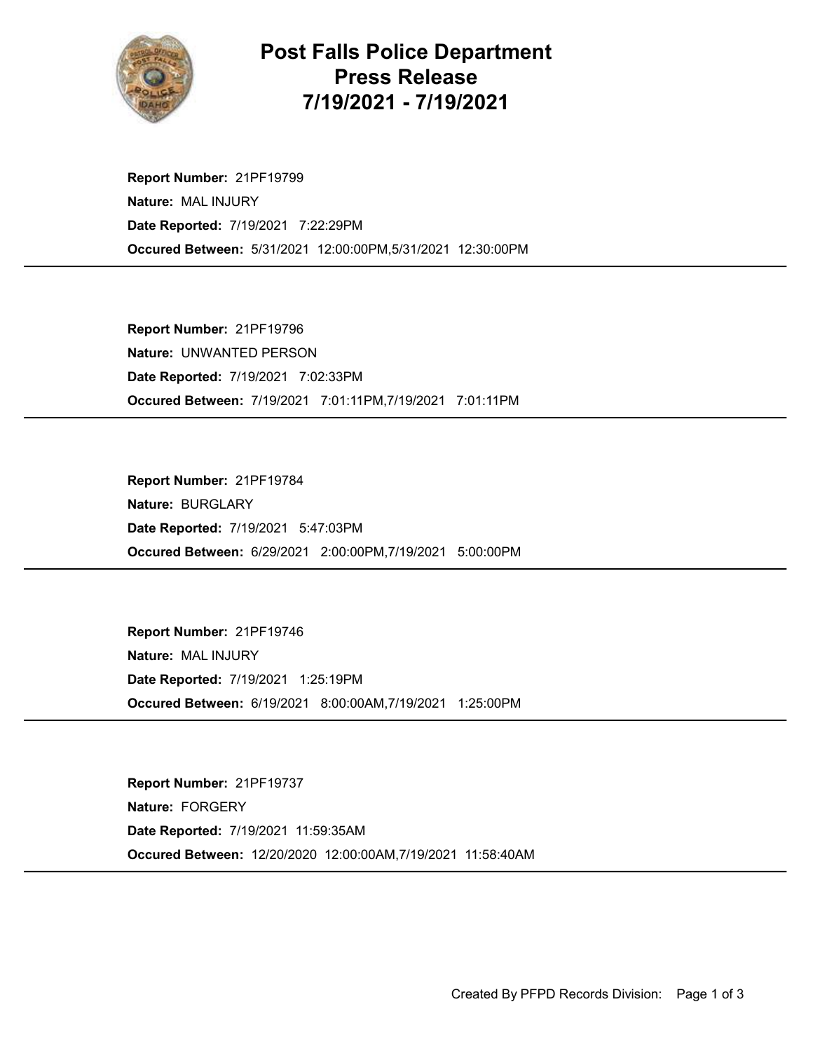# Post Falls Police Department Press Release 7/19/2021 - 7/19/2021

**Report Number:** 21PF19799
**Nature:** MAL INJURY
**Date Reported:** 7/19/2021 7:22:29PM
**Occured Between:** 5/31/2021 12:00:00PM,5/31/2021 12:30:00PM

---

**Report Number:** 21PF19796
**Nature:** UNWANTED PERSON
**Date Reported:** 7/19/2021 7:02:33PM
**Occured Between:** 7/19/2021 7:01:11PM,7/19/2021 7:01:11PM

---

**Report Number:** 21PF19784
**Nature:** BURGLARY
**Date Reported:** 7/19/2021 5:47:03PM
**Occured Between:** 6/29/2021 2:00:00PM,7/19/2021 5:00:00PM

---

**Report Number:** 21PF19746
**Nature:** MAL INJURY
**Date Reported:** 7/19/2021 1:25:19PM
**Occured Between:** 6/19/2021 8:00:00AM,7/19/2021 1:25:00PM

---

**Report Number:** 21PF19737
**Nature:** FORGERY
**Date Reported:** 7/19/2021 11:59:35AM
**Occured Between:** 12/20/2020 12:00:00AM,7/19/2021 11:58:40AM

---

Created By PFPD Records Division: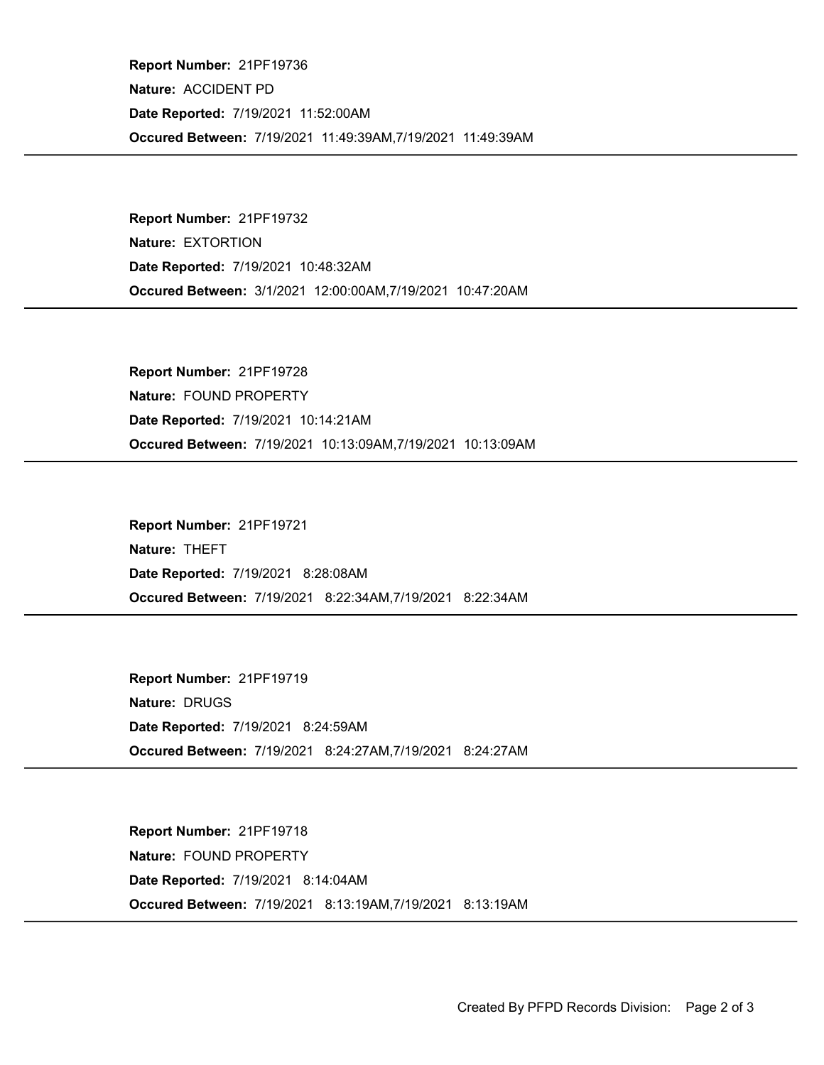**Report Number:** 21PF19736

**Nature:** ACCIDENT PD

**Date Reported:** 7/19/2021 11:52:00AM

**Occured Between:** 7/19/2021 11:49:39AM,7/19/2021 11:49:39AM

---

**Report Number:** 21PF19732

**Nature:** EXTORTION

**Date Reported:** 7/19/2021 10:48:32AM

**Occured Between:** 3/1/2021 12:00:00AM,7/19/2021 10:47:20AM

---

**Report Number:** 21PF19728

**Nature:** FOUND PROPERTY

**Date Reported:** 7/19/2021 10:14:21AM

**Occured Between:** 7/19/2021 10:13:09AM,7/19/2021 10:13:09AM

---

**Report Number:** 21PF19721

**Nature:** THEFT

**Date Reported:** 7/19/2021 8:28:08AM

**Occured Between:** 7/19/2021 8:22:34AM,7/19/2021 8:22:34AM

---

**Report Number:** 21PF19719

**Nature:** DRUGS

**Date Reported:** 7/19/2021 8:24:59AM

**Occured Between:** 7/19/2021 8:24:27AM,7/19/2021 8:24:27AM

---

**Report Number:** 21PF19718

**Nature:** FOUND PROPERTY

**Date Reported:** 7/19/2021 8:14:04AM

**Occured Between:** 7/19/2021 8:13:19AM,7/19/2021 8:13:19AM

---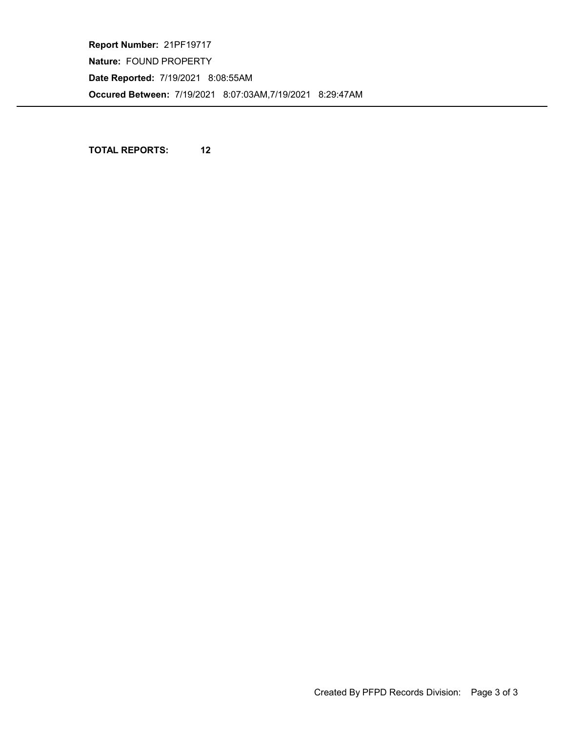**Report Number:** 21PF19717

**Nature:** FOUND PROPERTY

**Date Reported:** 7/19/2021 8:08:55AM

**Occured Between:** 7/19/2021 8:07:03AM,7/19/2021 8:29:47AM

---

**TOTAL REPORTS: 12**